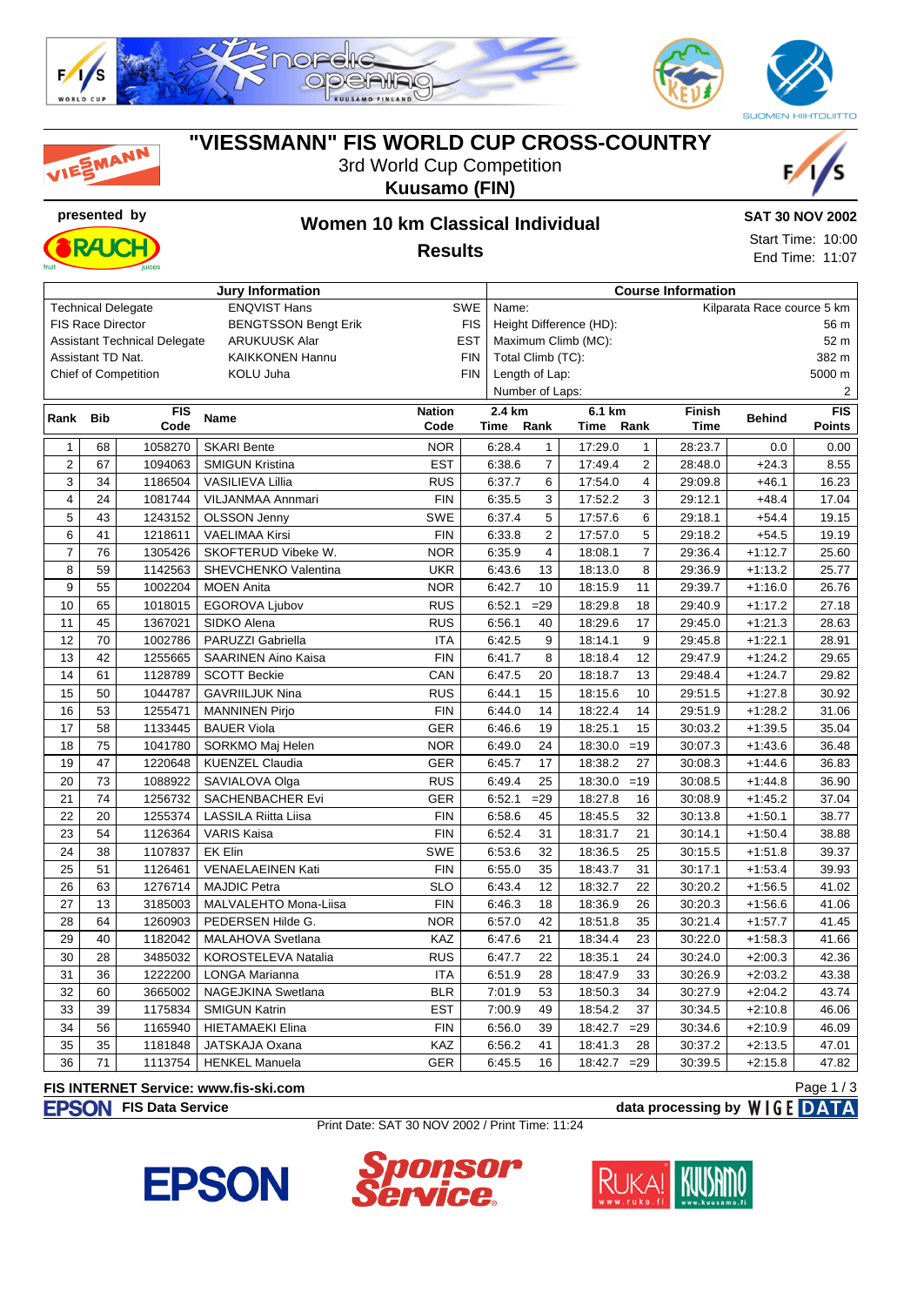# "VIESSMANN" FIS WORLD CUP CROSS-COUNTRY

3rd World Cup Competition

**Kuusamo (FIN)**

presented by

## Women 10 km Classical Individual

**Results**

**SAT 30 NOV 2002**

Start Time: 10:00

End Time: 11:07

| Jury Information | | | Course Information | |
|---|---|---|---|---|
| Technical Delegate | ENQVIST Hans | SWE | Name: | Kilparata Race course 5 km |
| FIS Race Director | BENGTSSON Bengt Erik | FIS | Height Difference (HD): | 56 m |
| Assistant Technical Delegate | ARUKUUSK Alar | EST | Maximum Climb (MC): | 52 m |
| Assistant TD Nat. | KAIKKONEN Hannu | FIN | Total Climb (TC): | 382 m |
| Chief of Competition | KOLU Juha | FIN | Length of Lap: | 5000 m |
| | | | Number of Laps: | 2 |

| Rank | Bib | FIS Code | Name | Nation Code | 2.4 km Time | 2.4 km Rank | 6.1 km Time | 6.1 km Rank | Finish Time | Behind | FIS Points |
|---|---|---|---|---|---|---|---|---|---|---|---|
| 1 | 68 | 1058270 | SKARI Bente | NOR | 6:28.4 | 1 | 17:29.0 | 1 | 28:23.7 | 0.0 | 0.00 |
| 2 | 67 | 1094063 | SMIGUN Kristina | EST | 6:38.6 | 7 | 17:49.4 | 2 | 28:48.0 | +24.3 | 8.55 |
| 3 | 34 | 1186504 | VASILIEVA Lillia | RUS | 6:37.7 | 6 | 17:54.0 | 4 | 29:09.8 | +46.1 | 16.23 |
| 4 | 24 | 1081744 | VILJANMAA Annmari | FIN | 6:35.5 | 3 | 17:52.2 | 3 | 29:12.1 | +48.4 | 17.04 |
| 5 | 43 | 1243152 | OLSSON Jenny | SWE | 6:37.4 | 5 | 17:57.6 | 6 | 29:18.1 | +54.4 | 19.15 |
| 6 | 41 | 1218611 | VAELIMAA Kirsi | FIN | 6:33.8 | 2 | 17:57.0 | 5 | 29:18.2 | +54.5 | 19.19 |
| 7 | 76 | 1305426 | SKOFTERUD Vibeke W. | NOR | 6:35.9 | 4 | 18:08.1 | 7 | 29:36.4 | +1:12.7 | 25.60 |
| 8 | 59 | 1142563 | SHEVCHENKO Valentina | UKR | 6:43.6 | 13 | 18:13.0 | 8 | 29:36.9 | +1:13.2 | 25.77 |
| 9 | 55 | 1002204 | MOEN Anita | NOR | 6:42.7 | 10 | 18:15.9 | 11 | 29:39.7 | +1:16.0 | 26.76 |
| 10 | 65 | 1018015 | EGOROVA Ljubov | RUS | 6:52.1 | =29 | 18:29.8 | 18 | 29:40.9 | +1:17.2 | 27.18 |
| 11 | 45 | 1367021 | SIDKO Alena | RUS | 6:56.1 | 40 | 18:29.6 | 17 | 29:45.0 | +1:21.3 | 28.63 |
| 12 | 70 | 1002786 | PARUZZI Gabriella | ITA | 6:42.5 | 9 | 18:14.1 | 9 | 29:45.8 | +1:22.1 | 28.91 |
| 13 | 42 | 1255665 | SAARINEN Aino Kaisa | FIN | 6:41.7 | 8 | 18:18.4 | 12 | 29:47.9 | +1:24.2 | 29.65 |
| 14 | 61 | 1128789 | SCOTT Beckie | CAN | 6:47.5 | 20 | 18:18.7 | 13 | 29:48.4 | +1:24.7 | 29.82 |
| 15 | 50 | 1044787 | GAVRIILJUK Nina | RUS | 6:44.1 | 15 | 18:15.6 | 10 | 29:51.5 | +1:27.8 | 30.92 |
| 16 | 53 | 1255471 | MANNINEN Pirjo | FIN | 6:44.0 | 14 | 18:22.4 | 14 | 29:51.9 | +1:28.2 | 31.06 |
| 17 | 58 | 1133445 | BAUER Viola | GER | 6:46.6 | 19 | 18:25.1 | 15 | 30:03.2 | +1:39.5 | 35.04 |
| 18 | 75 | 1041780 | SORKMO Maj Helen | NOR | 6:49.0 | 24 | 18:30.0 | =19 | 30:07.3 | +1:43.6 | 36.48 |
| 19 | 47 | 1220648 | KUENZEL Claudia | GER | 6:45.7 | 17 | 18:38.2 | 27 | 30:08.3 | +1:44.6 | 36.83 |
| 20 | 73 | 1088922 | SAVIALOVA Olga | RUS | 6:49.4 | 25 | 18:30.0 | =19 | 30:08.5 | +1:44.8 | 36.90 |
| 21 | 74 | 1256732 | SACHENBACHER Evi | GER | 6:52.1 | =29 | 18:27.8 | 16 | 30:08.9 | +1:45.2 | 37.04 |
| 22 | 20 | 1255374 | LASSILA Riitta Liisa | FIN | 6:58.6 | 45 | 18:45.5 | 32 | 30:13.8 | +1:50.1 | 38.77 |
| 23 | 54 | 1126364 | VARIS Kaisa | FIN | 6:52.4 | 31 | 18:31.7 | 21 | 30:14.1 | +1:50.4 | 38.88 |
| 24 | 38 | 1107837 | EK Elin | SWE | 6:53.6 | 32 | 18:36.5 | 25 | 30:15.5 | +1:51.8 | 39.37 |
| 25 | 51 | 1126461 | VENAELAEINEN Kati | FIN | 6:55.0 | 35 | 18:43.7 | 31 | 30:17.1 | +1:53.4 | 39.93 |
| 26 | 63 | 1276714 | MAJDIC Petra | SLO | 6:43.4 | 12 | 18:32.7 | 22 | 30:20.2 | +1:56.5 | 41.02 |
| 27 | 13 | 3185003 | MALVALEHTO Mona-Liisa | FIN | 6:46.3 | 18 | 18:36.9 | 26 | 30:20.3 | +1:56.6 | 41.06 |
| 28 | 64 | 1260903 | PEDERSEN Hilde G. | NOR | 6:57.0 | 42 | 18:51.8 | 35 | 30:21.4 | +1:57.7 | 41.45 |
| 29 | 40 | 1182042 | MALAHOVA Svetlana | KAZ | 6:47.6 | 21 | 18:34.4 | 23 | 30:22.0 | +1:58.3 | 41.66 |
| 30 | 28 | 3485032 | KOROSTELEVA Natalia | RUS | 6:47.7 | 22 | 18:35.1 | 24 | 30:24.0 | +2:00.3 | 42.36 |
| 31 | 36 | 1222200 | LONGA Marianna | ITA | 6:51.9 | 28 | 18:47.9 | 33 | 30:26.9 | +2:03.2 | 43.38 |
| 32 | 60 | 3665002 | NAGEJKINA Swetlana | BLR | 7:01.9 | 53 | 18:50.3 | 34 | 30:27.9 | +2:04.2 | 43.74 |
| 33 | 39 | 1175834 | SMIGUN Katrin | EST | 7:00.9 | 49 | 18:54.2 | 37 | 30:34.5 | +2:10.8 | 46.06 |
| 34 | 56 | 1165940 | HIETAMAEKI Elina | FIN | 6:56.0 | 39 | 18:42.7 | =29 | 30:34.6 | +2:10.9 | 46.09 |
| 35 | 35 | 1181848 | JATSKAJA Oxana | KAZ | 6:56.2 | 41 | 18:41.3 | 28 | 30:37.2 | +2:13.5 | 47.01 |
| 36 | 71 | 1113754 | HENKEL Manuela | GER | 6:45.5 | 16 | 18:42.7 | =29 | 30:39.5 | +2:15.8 | 47.82 |

**FIS INTERNET Service: www.fis-ski.com**

**FIS Data Service** — data processing by WIGE DATA

Print Date: SAT 30 NOV 2002 / Print Time: 11:24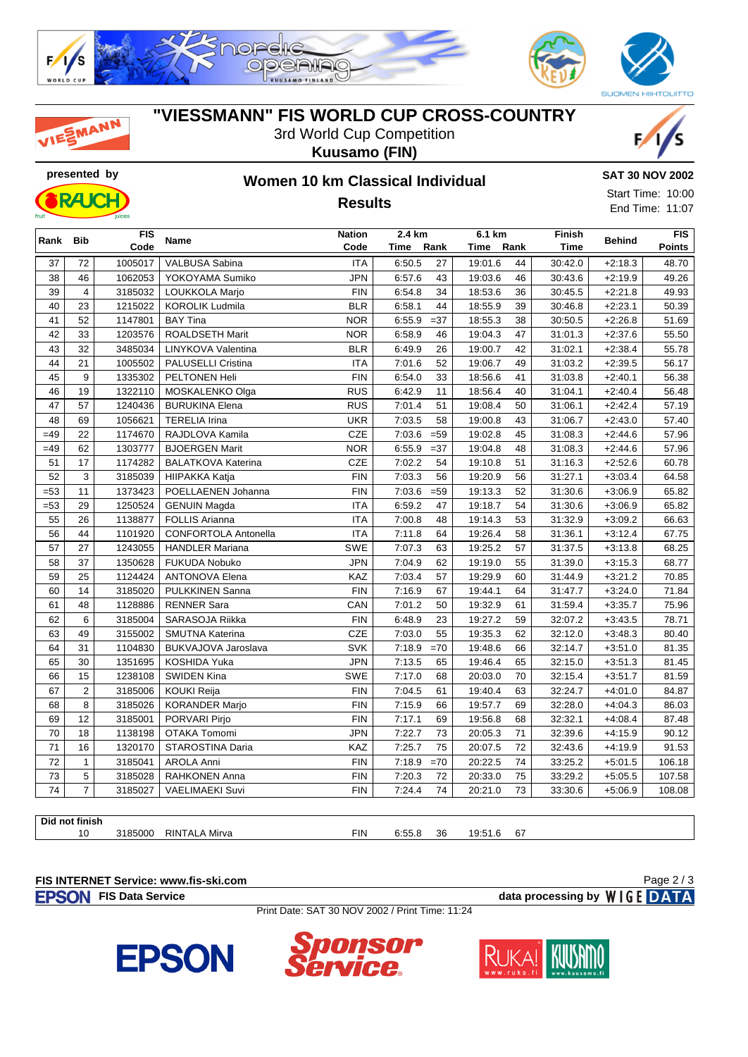# "VIESSMANN" FIS WORLD CUP CROSS-COUNTRY

3rd World Cup Competition

**Kuusamo (FIN)**

presented by

## Women 10 km Classical Individual

### Results

**SAT 30 NOV 2002**

Start Time: 10:00

End Time: 11:07

| Rank | Bib | FIS Code | Name | Nation Code | 2.4 km Time | 2.4 km Rank | 6.1 km Time | 6.1 km Rank | Finish Time | Behind | FIS Points |
|---|---|---|---|---|---|---|---|---|---|---|---|
| 37 | 72 | 1005017 | VALBUSA Sabina | ITA | 6:50.5 | 27 | 19:01.6 | 44 | 30:42.0 | +2:18.3 | 48.70 |
| 38 | 46 | 1062053 | YOKOYAMA Sumiko | JPN | 6:57.6 | 43 | 19:03.6 | 46 | 30:43.6 | +2:19.9 | 49.26 |
| 39 | 4 | 3185032 | LOUKKOLA Marjo | FIN | 6:54.8 | 34 | 18:53.6 | 36 | 30:45.5 | +2:21.8 | 49.93 |
| 40 | 23 | 1215022 | KOROLIK Ludmila | BLR | 6:58.1 | 44 | 18:55.9 | 39 | 30:46.8 | +2:23.1 | 50.39 |
| 41 | 52 | 1147801 | BAY Tina | NOR | 6:55.9 | =37 | 18:55.3 | 38 | 30:50.5 | +2:26.8 | 51.69 |
| 42 | 33 | 1203576 | ROALDSETH Marit | NOR | 6:58.9 | 46 | 19:04.3 | 47 | 31:01.3 | +2:37.6 | 55.50 |
| 43 | 32 | 3485034 | LINYKOVA Valentina | BLR | 6:49.9 | 26 | 19:00.7 | 42 | 31:02.1 | +2:38.4 | 55.78 |
| 44 | 21 | 1005502 | PALUSELLI Cristina | ITA | 7:01.6 | 52 | 19:06.7 | 49 | 31:03.2 | +2:39.5 | 56.17 |
| 45 | 9 | 1335302 | PELTONEN Heli | FIN | 6:54.0 | 33 | 18:56.6 | 41 | 31:03.8 | +2:40.1 | 56.38 |
| 46 | 19 | 1322110 | MOSKALENKO Olga | RUS | 6:42.9 | 11 | 18:56.4 | 40 | 31:04.1 | +2:40.4 | 56.48 |
| 47 | 57 | 1240436 | BURUKINA Elena | RUS | 7:01.4 | 51 | 19:08.4 | 50 | 31:06.1 | +2:42.4 | 57.19 |
| 48 | 69 | 1056621 | TERELIA Irina | UKR | 7:03.5 | 58 | 19:00.8 | 43 | 31:06.7 | +2:43.0 | 57.40 |
| =49 | 22 | 1174670 | RAJDLOVA Kamila | CZE | 7:03.6 | =59 | 19:02.8 | 45 | 31:08.3 | +2:44.6 | 57.96 |
| =49 | 62 | 1303777 | BJOERGEN Marit | NOR | 6:55.9 | =37 | 19:04.8 | 48 | 31:08.3 | +2:44.6 | 57.96 |
| 51 | 17 | 1174282 | BALATKOVA Katerina | CZE | 7:02.2 | 54 | 19:10.8 | 51 | 31:16.3 | +2:52.6 | 60.78 |
| 52 | 3 | 3185039 | HIIPAKKA Katja | FIN | 7:03.3 | 56 | 19:20.9 | 56 | 31:27.1 | +3:03.4 | 64.58 |
| =53 | 11 | 1373423 | POELLAENEN Johanna | FIN | 7:03.6 | =59 | 19:13.3 | 52 | 31:30.6 | +3:06.9 | 65.82 |
| =53 | 29 | 1250524 | GENUIN Magda | ITA | 6:59.2 | 47 | 19:18.7 | 54 | 31:30.6 | +3:06.9 | 65.82 |
| 55 | 26 | 1138877 | FOLLIS Arianna | ITA | 7:00.8 | 48 | 19:14.3 | 53 | 31:32.9 | +3:09.2 | 66.63 |
| 56 | 44 | 1101920 | CONFORTOLA Antonella | ITA | 7:11.8 | 64 | 19:26.4 | 58 | 31:36.1 | +3:12.4 | 67.75 |
| 57 | 27 | 1243055 | HANDLER Mariana | SWE | 7:07.3 | 63 | 19:25.2 | 57 | 31:37.5 | +3:13.8 | 68.25 |
| 58 | 37 | 1350628 | FUKUDA Nobuko | JPN | 7:04.9 | 62 | 19:19.0 | 55 | 31:39.0 | +3:15.3 | 68.77 |
| 59 | 25 | 1124424 | ANTONOVA Elena | KAZ | 7:03.4 | 57 | 19:29.9 | 60 | 31:44.9 | +3:21.2 | 70.85 |
| 60 | 14 | 3185020 | PULKKINEN Sanna | FIN | 7:16.9 | 67 | 19:44.1 | 64 | 31:47.7 | +3:24.0 | 71.84 |
| 61 | 48 | 1128886 | RENNER Sara | CAN | 7:01.2 | 50 | 19:32.9 | 61 | 31:59.4 | +3:35.7 | 75.96 |
| 62 | 6 | 3185004 | SARASOJA Riikka | FIN | 6:48.9 | 23 | 19:27.2 | 59 | 32:07.2 | +3:43.5 | 78.71 |
| 63 | 49 | 3155002 | SMUTNA Katerina | CZE | 7:03.0 | 55 | 19:35.3 | 62 | 32:12.0 | +3:48.3 | 80.40 |
| 64 | 31 | 1104830 | BUKVAJOVA Jaroslava | SVK | 7:18.9 | =70 | 19:48.6 | 66 | 32:14.7 | +3:51.0 | 81.35 |
| 65 | 30 | 1351695 | KOSHIDA Yuka | JPN | 7:13.5 | 65 | 19:46.4 | 65 | 32:15.0 | +3:51.3 | 81.45 |
| 66 | 15 | 1238108 | SWIDEN Kina | SWE | 7:17.0 | 68 | 20:03.0 | 70 | 32:15.4 | +3:51.7 | 81.59 |
| 67 | 2 | 3185006 | KOUKI Reija | FIN | 7:04.5 | 61 | 19:40.4 | 63 | 32:24.7 | +4:01.0 | 84.87 |
| 68 | 8 | 3185026 | KORANDER Marjo | FIN | 7:15.9 | 66 | 19:57.7 | 69 | 32:28.0 | +4:04.3 | 86.03 |
| 69 | 12 | 3185001 | PORVARI Pirjo | FIN | 7:17.1 | 69 | 19:56.8 | 68 | 32:32.1 | +4:08.4 | 87.48 |
| 70 | 18 | 1138198 | OTAKA Tomomi | JPN | 7:22.7 | 73 | 20:05.3 | 71 | 32:39.6 | +4:15.9 | 90.12 |
| 71 | 16 | 1320170 | STAROSTINA Daria | KAZ | 7:25.7 | 75 | 20:07.5 | 72 | 32:43.6 | +4:19.9 | 91.53 |
| 72 | 1 | 3185041 | AROLA Anni | FIN | 7:18.9 | =70 | 20:22.5 | 74 | 33:25.2 | +5:01.5 | 106.18 |
| 73 | 5 | 3185028 | RAHKONEN Anna | FIN | 7:20.3 | 72 | 20:33.0 | 75 | 33:29.2 | +5:05.5 | 107.58 |
| 74 | 7 | 3185027 | VAELIMAEKI Suvi | FIN | 7:24.4 | 74 | 20:21.0 | 73 | 33:30.6 | +5:06.9 | 108.08 |

**Did not finish**

| Bib | FIS Code | Name | Nation Code | 2.4 km Time | 2.4 km Rank | 6.1 km Time | 6.1 km Rank |
|---|---|---|---|---|---|---|---|
| 10 | 3185000 | RINTALA Mirva | FIN | 6:55.8 | 36 | 19:51.6 | 67 |

**FIS INTERNET Service: www.fis-ski.com**

**FIS Data Service** — data processing by WIGE DATA

Print Date: SAT 30 NOV 2002 / Print Time: 11:24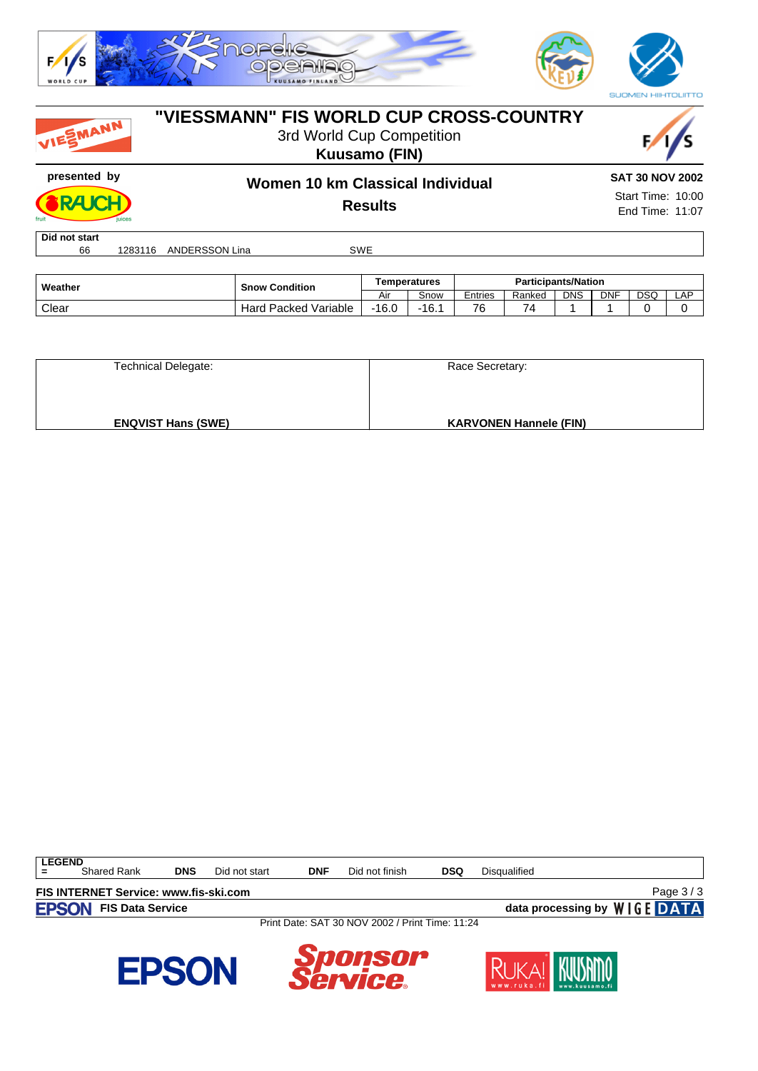# "VIESSMANN" FIS WORLD CUP CROSS-COUNTRY

3rd World Cup Competition

**Kuusamo (FIN)**

presented by

## Women 10 km Classical Individual

**Results**

**SAT 30 NOV 2002**

Start Time: 10:00

End Time: 11:07

**Did not start**

| | | | |
|---|---|---|---|
| 66 | 1283116 | ANDERSSON Lina | SWE |

| Weather | Snow Condition | Temperatures | | Participants/Nation | | | | | |
|---|---|---|---|---|---|---|---|---|---|
| | | Air | Snow | Entries | Ranked | DNS | DNF | DSQ | LAP |
| Clear | Hard Packed Variable | -16.0 | -16.1 | 76 | 74 | 1 | 1 | 0 | 0 |

| Technical Delegate: | Race Secretary: |
|---|---|
| **ENQVIST Hans (SWE)** | **KARVONEN Hannele (FIN)** |

**LEGEND**

| | | | | | | | |
|---|---|---|---|---|---|---|---|
| = | Shared Rank | **DNS** | Did not start | **DNF** | Did not finish | **DSQ** | Disqualified |

**FIS INTERNET Service: www.fis-ski.com**

**EPSON FIS Data Service** — **data processing by WIGE DATA**

Print Date: SAT 30 NOV 2002 / Print Time: 11:24